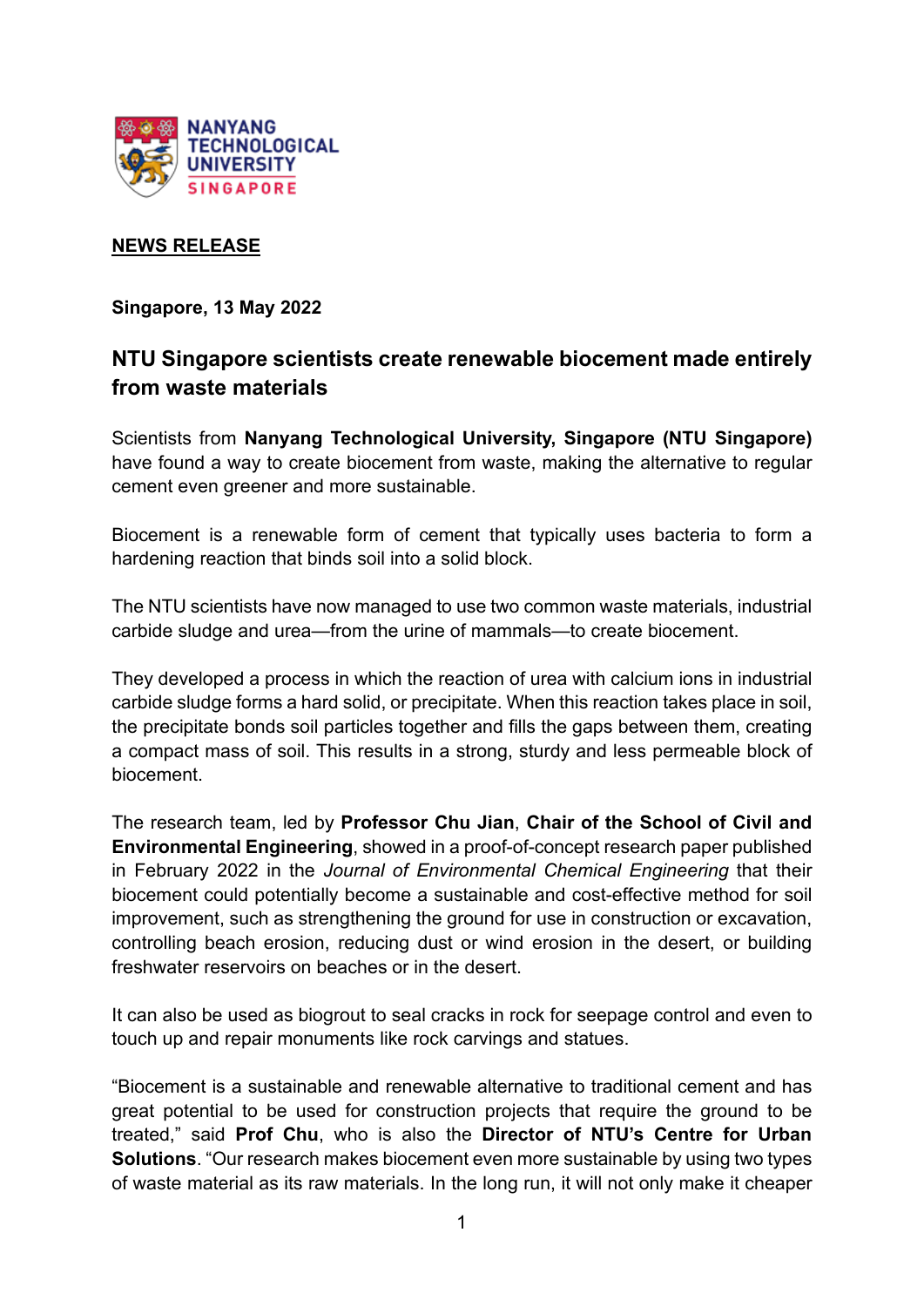**NEWS RELEASE**

**Singapore, 13 May 2022**

## NTU Singapore scientists create renewable biocement made entirely from waste materials

Scientists from **Nanyang Technological University, Singapore (NTU Singapore)** have found a way to create biocement from waste, making the alternative to regular cement even greener and more sustainable.

Biocement is a renewable form of cement that typically uses bacteria to form a hardening reaction that binds soil into a solid block.

The NTU scientists have now managed to use two common waste materials, industrial carbide sludge and urea—from the urine of mammals—to create biocement.

They developed a process in which the reaction of urea with calcium ions in industrial carbide sludge forms a hard solid, or precipitate. When this reaction takes place in soil, the precipitate bonds soil particles together and fills the gaps between them, creating a compact mass of soil. This results in a strong, sturdy and less permeable block of biocement.

The research team, led by **Professor Chu Jian**, **Chair of the School of Civil and Environmental Engineering**, showed in a proof-of-concept research paper published in February 2022 in the *Journal of Environmental Chemical Engineering* that their biocement could potentially become a sustainable and cost-effective method for soil improvement, such as strengthening the ground for use in construction or excavation, controlling beach erosion, reducing dust or wind erosion in the desert, or building freshwater reservoirs on beaches or in the desert.

It can also be used as biogrout to seal cracks in rock for seepage control and even to touch up and repair monuments like rock carvings and statues.

"Biocement is a sustainable and renewable alternative to traditional cement and has great potential to be used for construction projects that require the ground to be treated," said **Prof Chu**, who is also the **Director of NTU's Centre for Urban Solutions**. "Our research makes biocement even more sustainable by using two types of waste material as its raw materials. In the long run, it will not only make it cheaper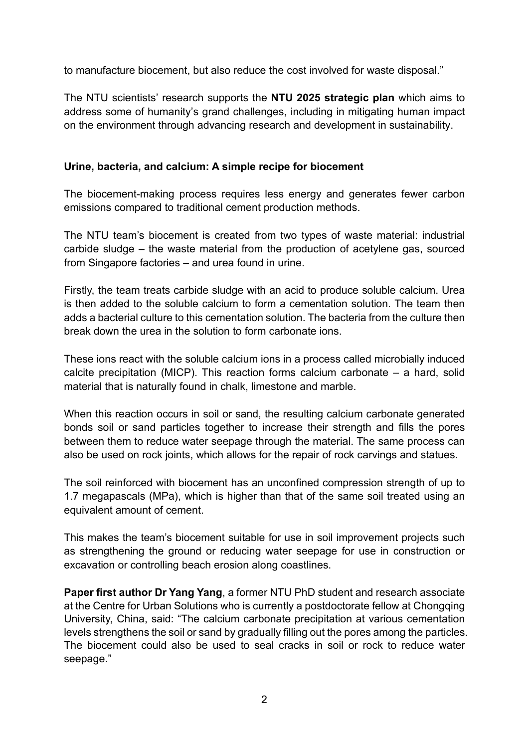to manufacture biocement, but also reduce the cost involved for waste disposal."

The NTU scientists' research supports the **NTU 2025 strategic plan** which aims to address some of humanity's grand challenges, including in mitigating human impact on the environment through advancing research and development in sustainability.

**Urine, bacteria, and calcium: A simple recipe for biocement**

The biocement-making process requires less energy and generates fewer carbon emissions compared to traditional cement production methods.

The NTU team's biocement is created from two types of waste material: industrial carbide sludge – the waste material from the production of acetylene gas, sourced from Singapore factories – and urea found in urine.

Firstly, the team treats carbide sludge with an acid to produce soluble calcium. Urea is then added to the soluble calcium to form a cementation solution. The team then adds a bacterial culture to this cementation solution. The bacteria from the culture then break down the urea in the solution to form carbonate ions.

These ions react with the soluble calcium ions in a process called microbially induced calcite precipitation (MICP). This reaction forms calcium carbonate – a hard, solid material that is naturally found in chalk, limestone and marble.

When this reaction occurs in soil or sand, the resulting calcium carbonate generated bonds soil or sand particles together to increase their strength and fills the pores between them to reduce water seepage through the material. The same process can also be used on rock joints, which allows for the repair of rock carvings and statues.

The soil reinforced with biocement has an unconfined compression strength of up to 1.7 megapascals (MPa), which is higher than that of the same soil treated using an equivalent amount of cement.

This makes the team's biocement suitable for use in soil improvement projects such as strengthening the ground or reducing water seepage for use in construction or excavation or controlling beach erosion along coastlines.

**Paper first author Dr Yang Yang**, a former NTU PhD student and research associate at the Centre for Urban Solutions who is currently a postdoctorate fellow at Chongqing University, China, said: "The calcium carbonate precipitation at various cementation levels strengthens the soil or sand by gradually filling out the pores among the particles. The biocement could also be used to seal cracks in soil or rock to reduce water seepage."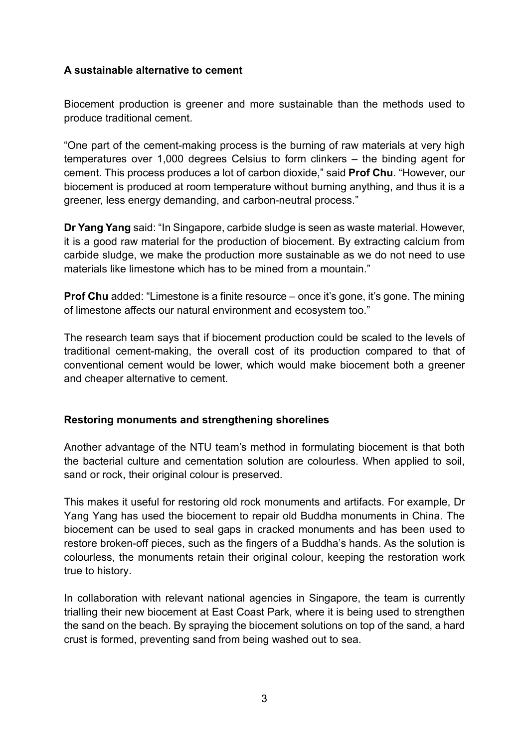### A sustainable alternative to cement

Biocement production is greener and more sustainable than the methods used to produce traditional cement.

"One part of the cement-making process is the burning of raw materials at very high temperatures over 1,000 degrees Celsius to form clinkers – the binding agent for cement. This process produces a lot of carbon dioxide," said **Prof Chu**. "However, our biocement is produced at room temperature without burning anything, and thus it is a greener, less energy demanding, and carbon-neutral process."

**Dr Yang Yang** said: "In Singapore, carbide sludge is seen as waste material. However, it is a good raw material for the production of biocement. By extracting calcium from carbide sludge, we make the production more sustainable as we do not need to use materials like limestone which has to be mined from a mountain."

**Prof Chu** added: "Limestone is a finite resource – once it's gone, it's gone. The mining of limestone affects our natural environment and ecosystem too."

The research team says that if biocement production could be scaled to the levels of traditional cement-making, the overall cost of its production compared to that of conventional cement would be lower, which would make biocement both a greener and cheaper alternative to cement.

### Restoring monuments and strengthening shorelines

Another advantage of the NTU team's method in formulating biocement is that both the bacterial culture and cementation solution are colourless. When applied to soil, sand or rock, their original colour is preserved.

This makes it useful for restoring old rock monuments and artifacts. For example, Dr Yang Yang has used the biocement to repair old Buddha monuments in China. The biocement can be used to seal gaps in cracked monuments and has been used to restore broken-off pieces, such as the fingers of a Buddha's hands. As the solution is colourless, the monuments retain their original colour, keeping the restoration work true to history.

In collaboration with relevant national agencies in Singapore, the team is currently trialling their new biocement at East Coast Park, where it is being used to strengthen the sand on the beach. By spraying the biocement solutions on top of the sand, a hard crust is formed, preventing sand from being washed out to sea.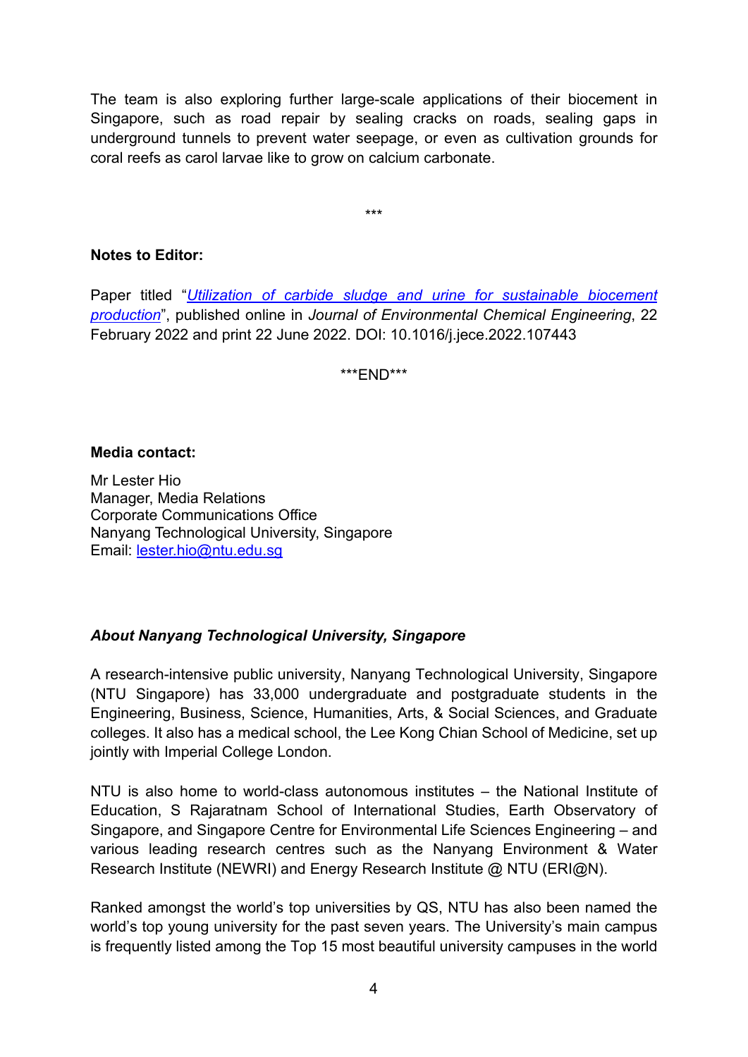The team is also exploring further large-scale applications of their biocement in Singapore, such as road repair by sealing cracks on roads, sealing gaps in underground tunnels to prevent water seepage, or even as cultivation grounds for coral reefs as carol larvae like to grow on calcium carbonate.

***

**Notes to Editor:**

Paper titled "*Utilization of carbide sludge and urine for sustainable biocement production*", published online in *Journal of Environmental Chemical Engineering*, 22 February 2022 and print 22 June 2022. DOI: 10.1016/j.jece.2022.107443

***END***

**Media contact:**

Mr Lester Hio
Manager, Media Relations
Corporate Communications Office
Nanyang Technological University, Singapore
Email: lester.hio@ntu.edu.sg

***About Nanyang Technological University, Singapore***

A research-intensive public university, Nanyang Technological University, Singapore (NTU Singapore) has 33,000 undergraduate and postgraduate students in the Engineering, Business, Science, Humanities, Arts, & Social Sciences, and Graduate colleges. It also has a medical school, the Lee Kong Chian School of Medicine, set up jointly with Imperial College London.

NTU is also home to world-class autonomous institutes – the National Institute of Education, S Rajaratnam School of International Studies, Earth Observatory of Singapore, and Singapore Centre for Environmental Life Sciences Engineering – and various leading research centres such as the Nanyang Environment & Water Research Institute (NEWRI) and Energy Research Institute @ NTU (ERI@N).

Ranked amongst the world's top universities by QS, NTU has also been named the world's top young university for the past seven years. The University's main campus is frequently listed among the Top 15 most beautiful university campuses in the world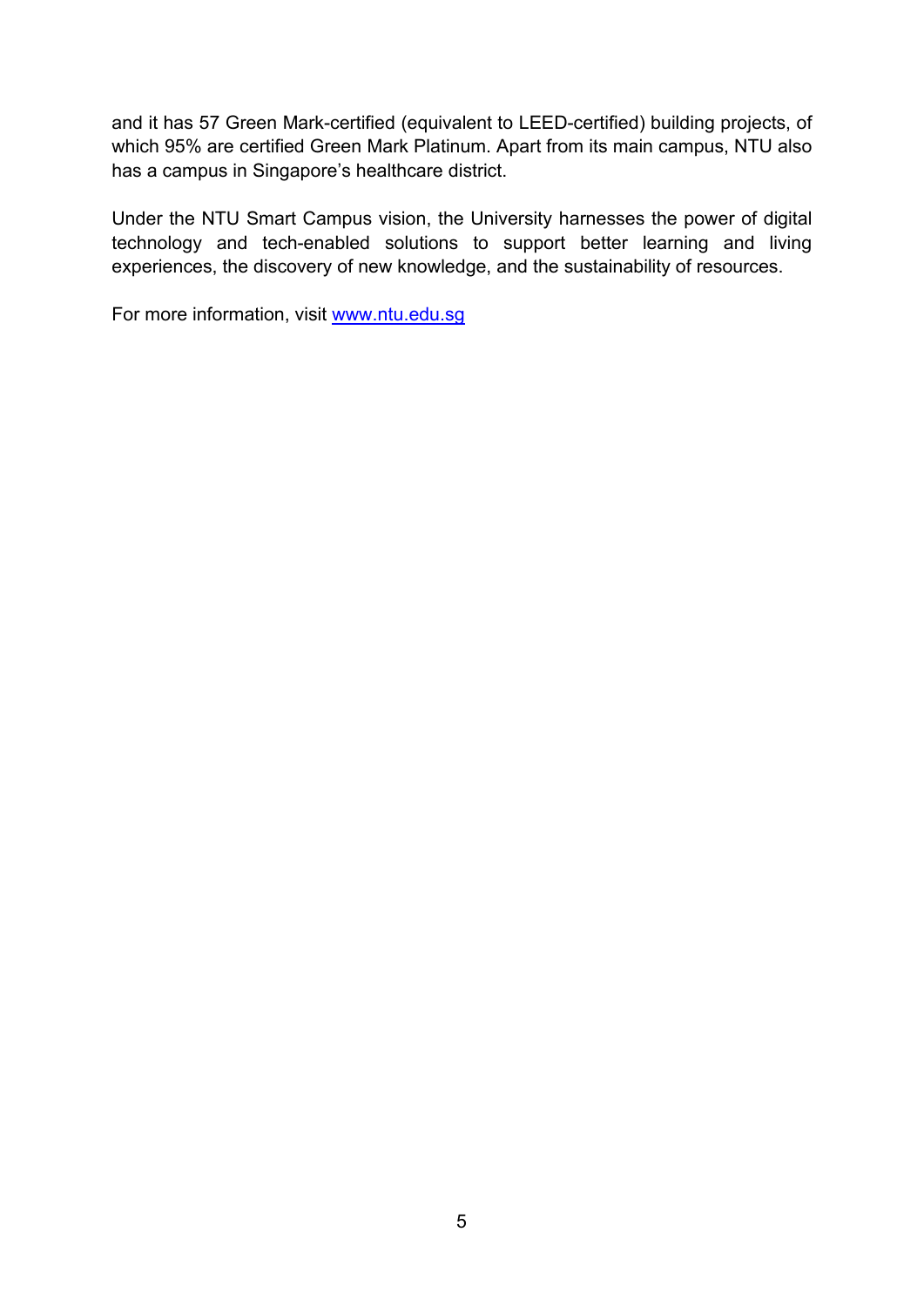and it has 57 Green Mark-certified (equivalent to LEED-certified) building projects, of which 95% are certified Green Mark Platinum. Apart from its main campus, NTU also has a campus in Singapore's healthcare district.

Under the NTU Smart Campus vision, the University harnesses the power of digital technology and tech-enabled solutions to support better learning and living experiences, the discovery of new knowledge, and the sustainability of resources.

For more information, visit [www.ntu.edu.sg](http://www.ntu.edu.sg)